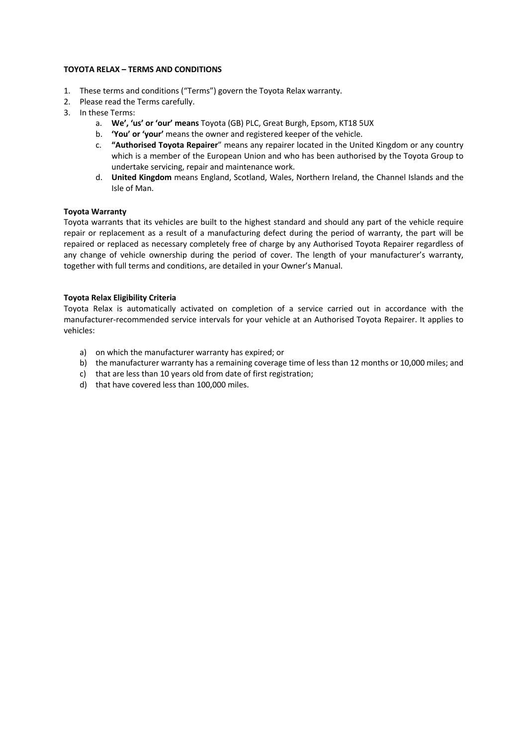# TOYOTA RELAX – TERMS AND CONDITIONS

1. These terms and conditions (“Terms”) govern the Toyota Relax warranty.
2. Please read the Terms carefully.
3. In these Terms:
   a. **We’, ‘us’ or ‘our’ means** Toyota (GB) PLC, Great Burgh, Epsom, KT18 5UX
   b. **‘You’ or ‘your’** means the owner and registered keeper of the vehicle.
   c. **“Authorised Toyota Repairer**” means any repairer located in the United Kingdom or any country which is a member of the European Union and who has been authorised by the Toyota Group to undertake servicing, repair and maintenance work.
   d. **United Kingdom** means England, Scotland, Wales, Northern Ireland, the Channel Islands and the Isle of Man.

## Toyota Warranty

Toyota warrants that its vehicles are built to the highest standard and should any part of the vehicle require repair or replacement as a result of a manufacturing defect during the period of warranty, the part will be repaired or replaced as necessary completely free of charge by any Authorised Toyota Repairer regardless of any change of vehicle ownership during the period of cover. The length of your manufacturer’s warranty, together with full terms and conditions, are detailed in your Owner’s Manual.

## Toyota Relax Eligibility Criteria

Toyota Relax is automatically activated on completion of a service carried out in accordance with the manufacturer-recommended service intervals for your vehicle at an Authorised Toyota Repairer. It applies to vehicles:

a) on which the manufacturer warranty has expired; or
b) the manufacturer warranty has a remaining coverage time of less than 12 months or 10,000 miles; and
c) that are less than 10 years old from date of first registration;
d) that have covered less than 100,000 miles.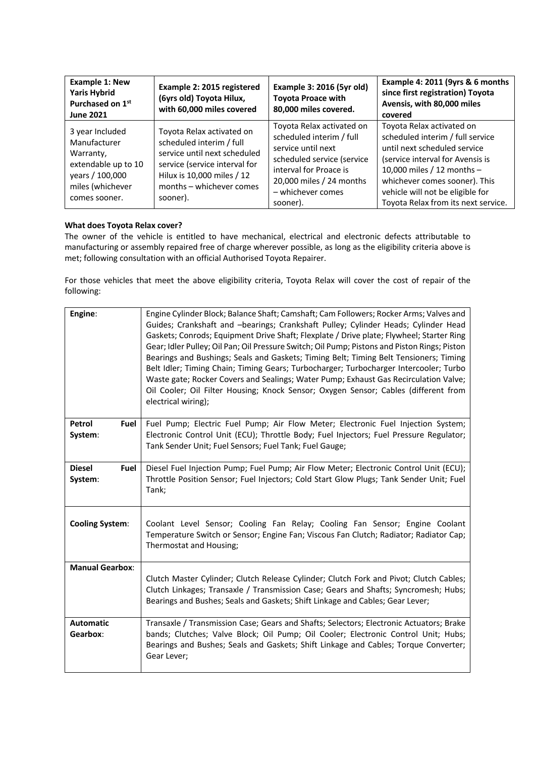| Example 1: New Yaris Hybrid Purchased on 1st June 2021 | Example 2: 2015 registered (6yrs old) Toyota Hilux, with 60,000 miles covered | Example 3: 2016 (5yr old) Toyota Proace with 80,000 miles covered. | Example 4: 2011 (9yrs & 6 months since first registration) Toyota Avensis, with 80,000 miles covered |
|---|---|---|---|
| 3 year Included Manufacturer Warranty, extendable up to 10 years / 100,000 miles (whichever comes sooner. | Toyota Relax activated on scheduled interim / full service until next scheduled service (service interval for Hilux is 10,000 miles / 12 months – whichever comes sooner). | Toyota Relax activated on scheduled interim / full service until next scheduled service (service interval for Proace is 20,000 miles / 24 months – whichever comes sooner). | Toyota Relax activated on scheduled interim / full service until next scheduled service (service interval for Avensis is 10,000 miles / 12 months – whichever comes sooner). This vehicle will not be eligible for Toyota Relax from its next service. |

**What does Toyota Relax cover?**

The owner of the vehicle is entitled to have mechanical, electrical and electronic defects attributable to manufacturing or assembly repaired free of charge wherever possible, as long as the eligibility criteria above is met; following consultation with an official Authorised Toyota Repairer.

For those vehicles that meet the above eligibility criteria, Toyota Relax will cover the cost of repair of the following:

| | |
|---|---|
| **Engine**: | Engine Cylinder Block; Balance Shaft; Camshaft; Cam Followers; Rocker Arms; Valves and Guides; Crankshaft and –bearings; Crankshaft Pulley; Cylinder Heads; Cylinder Head Gaskets; Conrods; Equipment Drive Shaft; Flexplate / Drive plate; Flywheel; Starter Ring Gear; Idler Pulley; Oil Pan; Oil Pressure Switch; Oil Pump; Pistons and Piston Rings; Piston Bearings and Bushings; Seals and Gaskets; Timing Belt; Timing Belt Tensioners; Timing Belt Idler; Timing Chain; Timing Gears; Turbocharger; Turbocharger Intercooler; Turbo Waste gate; Rocker Covers and Sealings; Water Pump; Exhaust Gas Recirculation Valve; Oil Cooler; Oil Filter Housing; Knock Sensor; Oxygen Sensor; Cables (different from electrical wiring); |
| **Petrol Fuel System**: | Fuel Pump; Electric Fuel Pump; Air Flow Meter; Electronic Fuel Injection System; Electronic Control Unit (ECU); Throttle Body; Fuel Injectors; Fuel Pressure Regulator; Tank Sender Unit; Fuel Sensors; Fuel Tank; Fuel Gauge; |
| **Diesel Fuel System**: | Diesel Fuel Injection Pump; Fuel Pump; Air Flow Meter; Electronic Control Unit (ECU); Throttle Position Sensor; Fuel Injectors; Cold Start Glow Plugs; Tank Sender Unit; Fuel Tank; |
| **Cooling System**: | Coolant Level Sensor; Cooling Fan Relay; Cooling Fan Sensor; Engine Coolant Temperature Switch or Sensor; Engine Fan; Viscous Fan Clutch; Radiator; Radiator Cap; Thermostat and Housing; |
| **Manual Gearbox**: | Clutch Master Cylinder; Clutch Release Cylinder; Clutch Fork and Pivot; Clutch Cables; Clutch Linkages; Transaxle / Transmission Case; Gears and Shafts; Syncromesh; Hubs; Bearings and Bushes; Seals and Gaskets; Shift Linkage and Cables; Gear Lever; |
| **Automatic Gearbox**: | Transaxle / Transmission Case; Gears and Shafts; Selectors; Electronic Actuators; Brake bands; Clutches; Valve Block; Oil Pump; Oil Cooler; Electronic Control Unit; Hubs; Bearings and Bushes; Seals and Gaskets; Shift Linkage and Cables; Torque Converter; Gear Lever; |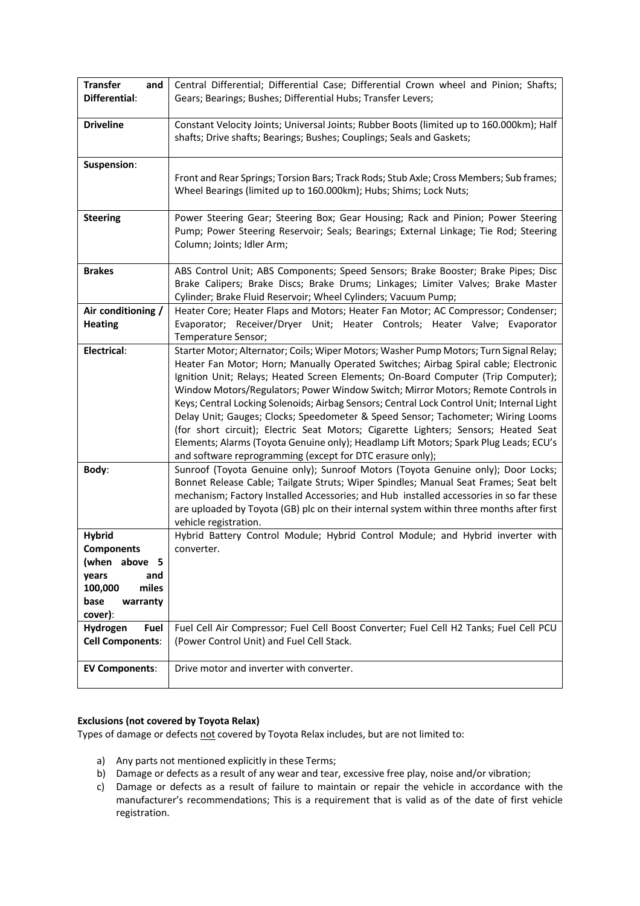| **Transfer and Differential**: | Central Differential; Differential Case; Differential Crown wheel and Pinion; Shafts; Gears; Bearings; Bushes; Differential Hubs; Transfer Levers; |
|---|---|
| **Driveline** | Constant Velocity Joints; Universal Joints; Rubber Boots (limited up to 160.000km); Half shafts; Drive shafts; Bearings; Bushes; Couplings; Seals and Gaskets; |
| **Suspension**: | Front and Rear Springs; Torsion Bars; Track Rods; Stub Axle; Cross Members; Sub frames; Wheel Bearings (limited up to 160.000km); Hubs; Shims; Lock Nuts; |
| **Steering** | Power Steering Gear; Steering Box; Gear Housing; Rack and Pinion; Power Steering Pump; Power Steering Reservoir; Seals; Bearings; External Linkage; Tie Rod; Steering Column; Joints; Idler Arm; |
| **Brakes** | ABS Control Unit; ABS Components; Speed Sensors; Brake Booster; Brake Pipes; Disc Brake Calipers; Brake Discs; Brake Drums; Linkages; Limiter Valves; Brake Master Cylinder; Brake Fluid Reservoir; Wheel Cylinders; Vacuum Pump; |
| **Air conditioning / Heating** | Heater Core; Heater Flaps and Motors; Heater Fan Motor; AC Compressor; Condenser; Evaporator; Receiver/Dryer Unit; Heater Controls; Heater Valve; Evaporator Temperature Sensor; |
| **Electrical**: | Starter Motor; Alternator; Coils; Wiper Motors; Washer Pump Motors; Turn Signal Relay; Heater Fan Motor; Horn; Manually Operated Switches; Airbag Spiral cable; Electronic Ignition Unit; Relays; Heated Screen Elements; On-Board Computer (Trip Computer); Window Motors/Regulators; Power Window Switch; Mirror Motors; Remote Controls in Keys; Central Locking Solenoids; Airbag Sensors; Central Lock Control Unit; Internal Light Delay Unit; Gauges; Clocks; Speedometer & Speed Sensor; Tachometer; Wiring Looms (for short circuit); Electric Seat Motors; Cigarette Lighters; Sensors; Heated Seat Elements; Alarms (Toyota Genuine only); Headlamp Lift Motors; Spark Plug Leads; ECU's and software reprogramming (except for DTC erasure only); |
| **Body**: | Sunroof (Toyota Genuine only); Sunroof Motors (Toyota Genuine only); Door Locks; Bonnet Release Cable; Tailgate Struts; Wiper Spindles; Manual Seat Frames; Seat belt mechanism; Factory Installed Accessories; and Hub installed accessories in so far these are uploaded by Toyota (GB) plc on their internal system within three months after first vehicle registration. |
| **Hybrid Components (when above 5 years and 100,000 miles base warranty cover)**: | Hybrid Battery Control Module; Hybrid Control Module; and Hybrid inverter with converter. |
| **Hydrogen Fuel Cell Components**: | Fuel Cell Air Compressor; Fuel Cell Boost Converter; Fuel Cell H2 Tanks; Fuel Cell PCU (Power Control Unit) and Fuel Cell Stack. |
| **EV Components**: | Drive motor and inverter with converter. |

**Exclusions (not covered by Toyota Relax)**

Types of damage or defects not covered by Toyota Relax includes, but are not limited to:

a) Any parts not mentioned explicitly in these Terms;
b) Damage or defects as a result of any wear and tear, excessive free play, noise and/or vibration;
c) Damage or defects as a result of failure to maintain or repair the vehicle in accordance with the manufacturer's recommendations; This is a requirement that is valid as of the date of first vehicle registration.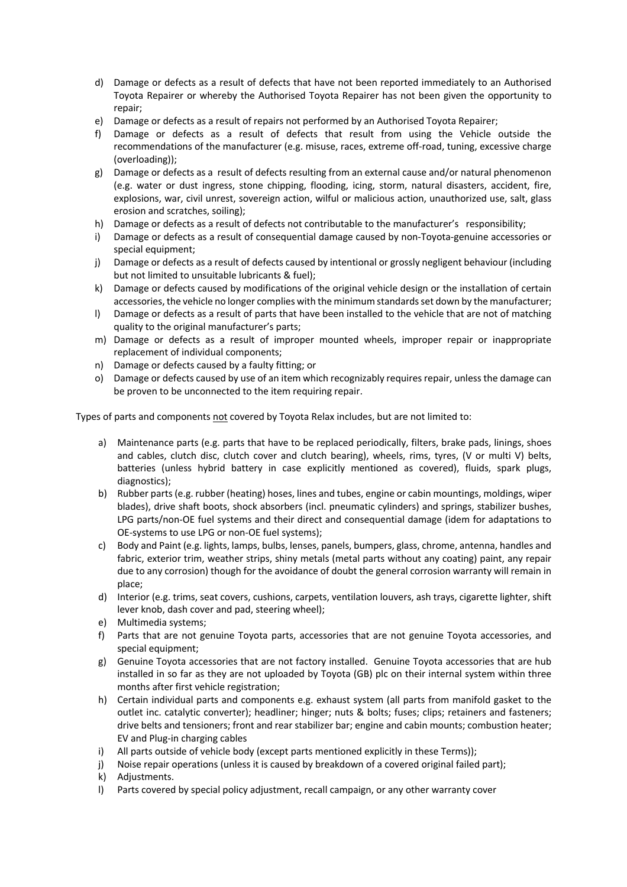d) Damage or defects as a result of defects that have not been reported immediately to an Authorised Toyota Repairer or whereby the Authorised Toyota Repairer has not been given the opportunity to repair;

e) Damage or defects as a result of repairs not performed by an Authorised Toyota Repairer;

f) Damage or defects as a result of defects that result from using the Vehicle outside the recommendations of the manufacturer (e.g. misuse, races, extreme off-road, tuning, excessive charge (overloading));

g) Damage or defects as a result of defects resulting from an external cause and/or natural phenomenon (e.g. water or dust ingress, stone chipping, flooding, icing, storm, natural disasters, accident, fire, explosions, war, civil unrest, sovereign action, wilful or malicious action, unauthorized use, salt, glass erosion and scratches, soiling);

h) Damage or defects as a result of defects not contributable to the manufacturer's responsibility;

i) Damage or defects as a result of consequential damage caused by non-Toyota-genuine accessories or special equipment;

j) Damage or defects as a result of defects caused by intentional or grossly negligent behaviour (including but not limited to unsuitable lubricants & fuel);

k) Damage or defects caused by modifications of the original vehicle design or the installation of certain accessories, the vehicle no longer complies with the minimum standards set down by the manufacturer;

l) Damage or defects as a result of parts that have been installed to the vehicle that are not of matching quality to the original manufacturer's parts;

m) Damage or defects as a result of improper mounted wheels, improper repair or inappropriate replacement of individual components;

n) Damage or defects caused by a faulty fitting; or

o) Damage or defects caused by use of an item which recognizably requires repair, unless the damage can be proven to be unconnected to the item requiring repair.

Types of parts and components <u>not</u> covered by Toyota Relax includes, but are not limited to:

a) Maintenance parts (e.g. parts that have to be replaced periodically, filters, brake pads, linings, shoes and cables, clutch disc, clutch cover and clutch bearing), wheels, rims, tyres, (V or multi V) belts, batteries (unless hybrid battery in case explicitly mentioned as covered), fluids, spark plugs, diagnostics);

b) Rubber parts (e.g. rubber (heating) hoses, lines and tubes, engine or cabin mountings, moldings, wiper blades), drive shaft boots, shock absorbers (incl. pneumatic cylinders) and springs, stabilizer bushes, LPG parts/non-OE fuel systems and their direct and consequential damage (idem for adaptations to OE-systems to use LPG or non-OE fuel systems);

c) Body and Paint (e.g. lights, lamps, bulbs, lenses, panels, bumpers, glass, chrome, antenna, handles and fabric, exterior trim, weather strips, shiny metals (metal parts without any coating) paint, any repair due to any corrosion) though for the avoidance of doubt the general corrosion warranty will remain in place;

d) Interior (e.g. trims, seat covers, cushions, carpets, ventilation louvers, ash trays, cigarette lighter, shift lever knob, dash cover and pad, steering wheel);

e) Multimedia systems;

f) Parts that are not genuine Toyota parts, accessories that are not genuine Toyota accessories, and special equipment;

g) Genuine Toyota accessories that are not factory installed. Genuine Toyota accessories that are hub installed in so far as they are not uploaded by Toyota (GB) plc on their internal system within three months after first vehicle registration;

h) Certain individual parts and components e.g. exhaust system (all parts from manifold gasket to the outlet inc. catalytic converter); headliner; hinger; nuts & bolts; fuses; clips; retainers and fasteners; drive belts and tensioners; front and rear stabilizer bar; engine and cabin mounts; combustion heater; EV and Plug-in charging cables

i) All parts outside of vehicle body (except parts mentioned explicitly in these Terms));

j) Noise repair operations (unless it is caused by breakdown of a covered original failed part);

k) Adjustments.

l) Parts covered by special policy adjustment, recall campaign, or any other warranty cover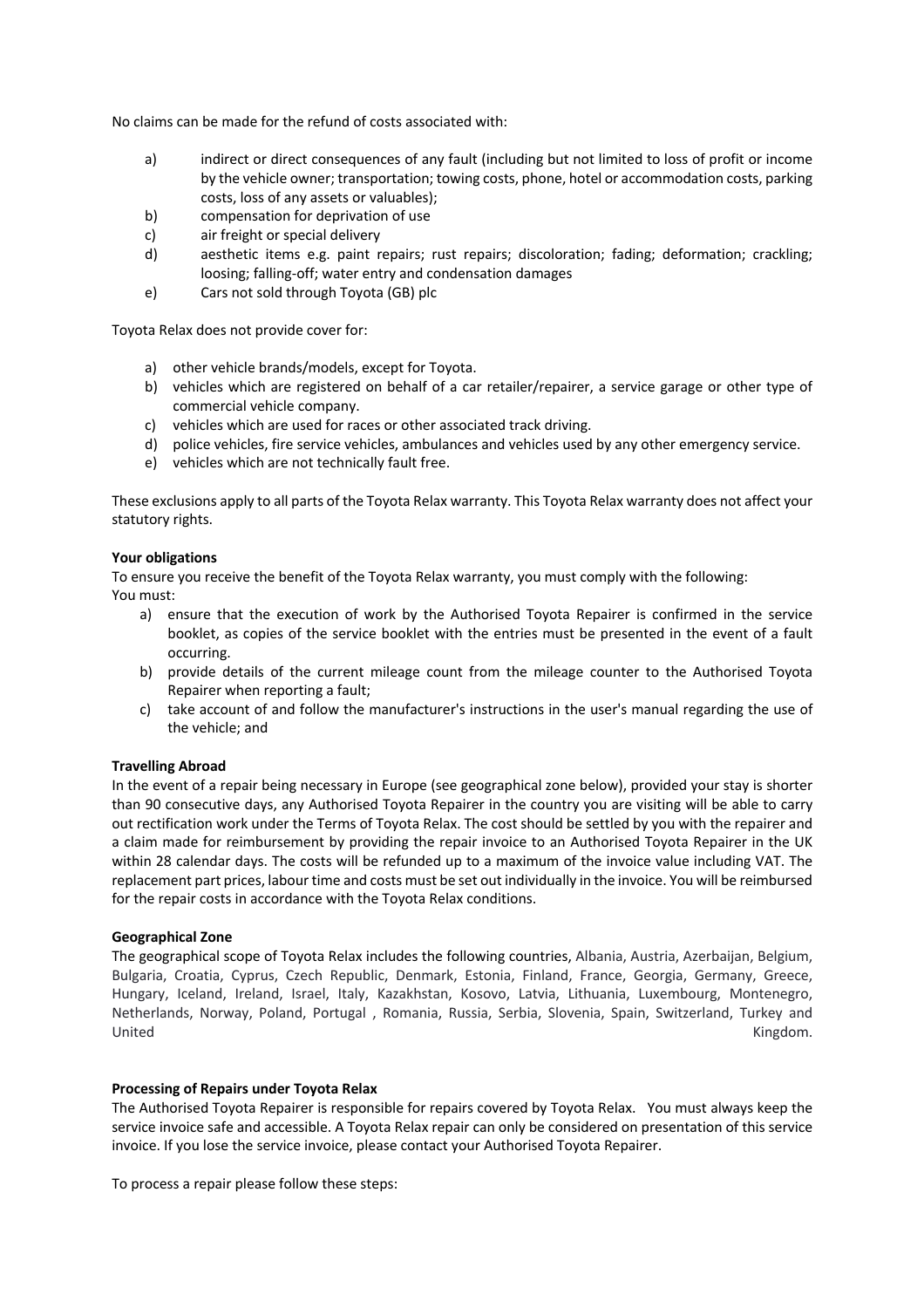No claims can be made for the refund of costs associated with:

a) indirect or direct consequences of any fault (including but not limited to loss of profit or income by the vehicle owner; transportation; towing costs, phone, hotel or accommodation costs, parking costs, loss of any assets or valuables);
b) compensation for deprivation of use
c) air freight or special delivery
d) aesthetic items e.g. paint repairs; rust repairs; discoloration; fading; deformation; crackling; loosing; falling-off; water entry and condensation damages
e) Cars not sold through Toyota (GB) plc

Toyota Relax does not provide cover for:

a) other vehicle brands/models, except for Toyota.
b) vehicles which are registered on behalf of a car retailer/repairer, a service garage or other type of commercial vehicle company.
c) vehicles which are used for races or other associated track driving.
d) police vehicles, fire service vehicles, ambulances and vehicles used by any other emergency service.
e) vehicles which are not technically fault free.

These exclusions apply to all parts of the Toyota Relax warranty. This Toyota Relax warranty does not affect your statutory rights.

**Your obligations**

To ensure you receive the benefit of the Toyota Relax warranty, you must comply with the following:
You must:

a) ensure that the execution of work by the Authorised Toyota Repairer is confirmed in the service booklet, as copies of the service booklet with the entries must be presented in the event of a fault occurring.
b) provide details of the current mileage count from the mileage counter to the Authorised Toyota Repairer when reporting a fault;
c) take account of and follow the manufacturer's instructions in the user's manual regarding the use of the vehicle; and

**Travelling Abroad**

In the event of a repair being necessary in Europe (see geographical zone below), provided your stay is shorter than 90 consecutive days, any Authorised Toyota Repairer in the country you are visiting will be able to carry out rectification work under the Terms of Toyota Relax. The cost should be settled by you with the repairer and a claim made for reimbursement by providing the repair invoice to an Authorised Toyota Repairer in the UK within 28 calendar days. The costs will be refunded up to a maximum of the invoice value including VAT. The replacement part prices, labour time and costs must be set out individually in the invoice. You will be reimbursed for the repair costs in accordance with the Toyota Relax conditions.

**Geographical Zone**

The geographical scope of Toyota Relax includes the following countries, Albania, Austria, Azerbaijan, Belgium, Bulgaria, Croatia, Cyprus, Czech Republic, Denmark, Estonia, Finland, France, Georgia, Germany, Greece, Hungary, Iceland, Ireland, Israel, Italy, Kazakhstan, Kosovo, Latvia, Lithuania, Luxembourg, Montenegro, Netherlands, Norway, Poland, Portugal , Romania, Russia, Serbia, Slovenia, Spain, Switzerland, Turkey and United Kingdom.

**Processing of Repairs under Toyota Relax**

The Authorised Toyota Repairer is responsible for repairs covered by Toyota Relax. You must always keep the service invoice safe and accessible. A Toyota Relax repair can only be considered on presentation of this service invoice. If you lose the service invoice, please contact your Authorised Toyota Repairer.

To process a repair please follow these steps: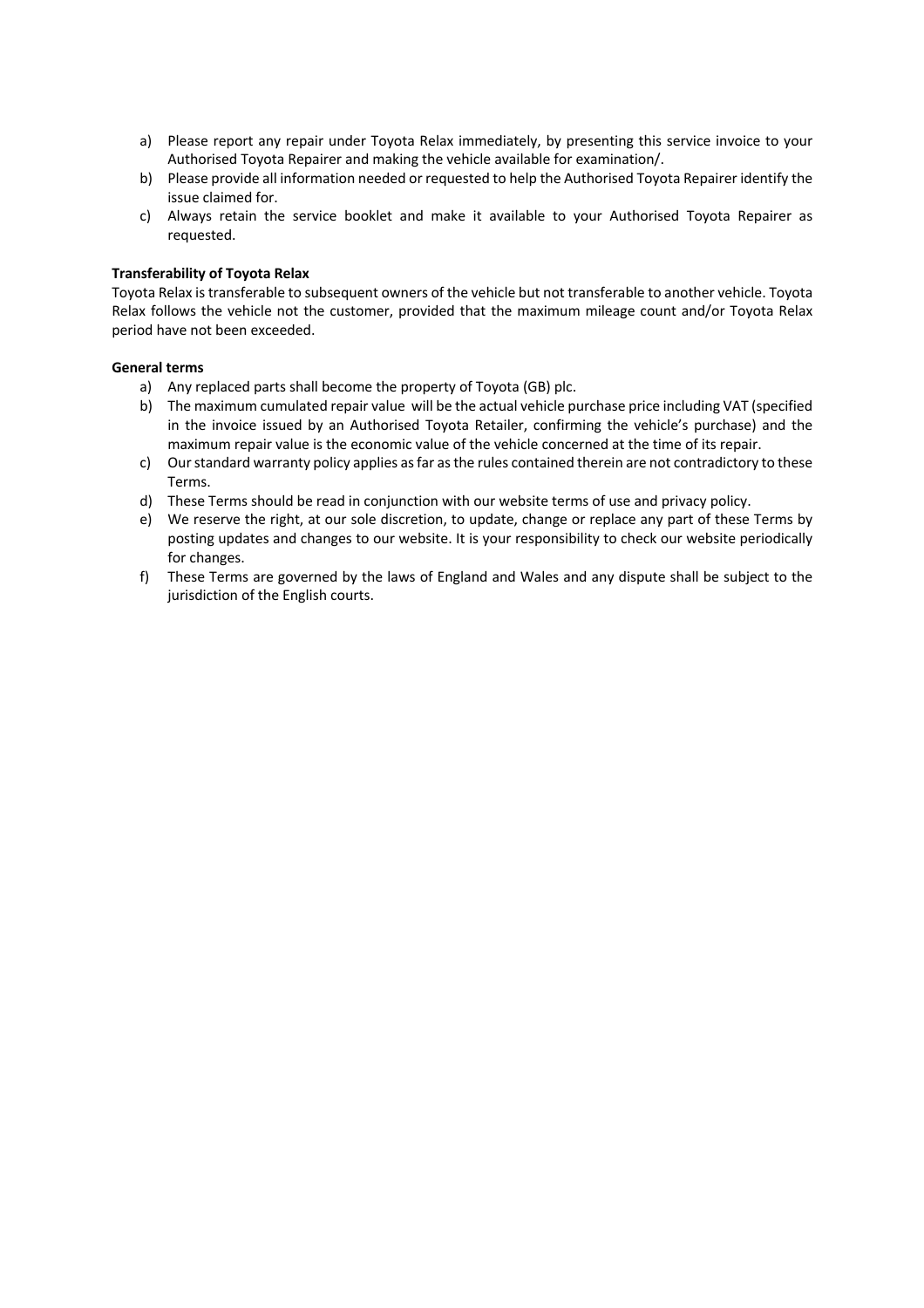a) Please report any repair under Toyota Relax immediately, by presenting this service invoice to your Authorised Toyota Repairer and making the vehicle available for examination/.
b) Please provide all information needed or requested to help the Authorised Toyota Repairer identify the issue claimed for.
c) Always retain the service booklet and make it available to your Authorised Toyota Repairer as requested.

**Transferability of Toyota Relax**

Toyota Relax is transferable to subsequent owners of the vehicle but not transferable to another vehicle. Toyota Relax follows the vehicle not the customer, provided that the maximum mileage count and/or Toyota Relax period have not been exceeded.

**General terms**

a) Any replaced parts shall become the property of Toyota (GB) plc.
b) The maximum cumulated repair value will be the actual vehicle purchase price including VAT (specified in the invoice issued by an Authorised Toyota Retailer, confirming the vehicle's purchase) and the maximum repair value is the economic value of the vehicle concerned at the time of its repair.
c) Our standard warranty policy applies as far as the rules contained therein are not contradictory to these Terms.
d) These Terms should be read in conjunction with our website terms of use and privacy policy.
e) We reserve the right, at our sole discretion, to update, change or replace any part of these Terms by posting updates and changes to our website. It is your responsibility to check our website periodically for changes.
f) These Terms are governed by the laws of England and Wales and any dispute shall be subject to the jurisdiction of the English courts.